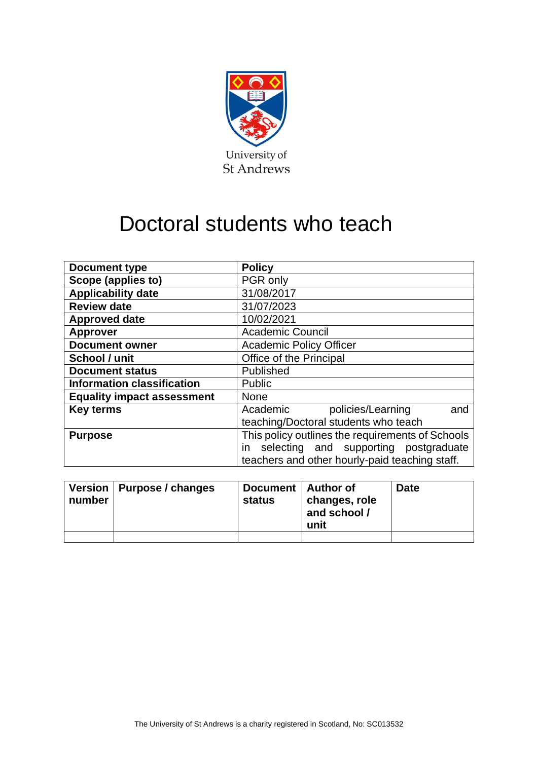University of St Andrews

# Doctoral students who teach

| Document type | Policy |
|---|---|
| Scope (applies to) | PGR only |
| Applicability date | 31/08/2017 |
| Review date | 31/07/2023 |
| Approved date | 10/02/2021 |
| Approver | Academic Council |
| Document owner | Academic Policy Officer |
| School / unit | Office of the Principal |
| Document status | Published |
| Information classification | Public |
| Equality impact assessment | None |
| Key terms | Academic policies/Learning and teaching/Doctoral students who teach |
| Purpose | This policy outlines the requirements of Schools in selecting and supporting postgraduate teachers and other hourly-paid teaching staff. |

| Version number | Purpose / changes | Document status | Author of changes, role and school / unit | Date |
|---|---|---|---|---|
| | | | | |

The University of St Andrews is a charity registered in Scotland, No: SC013532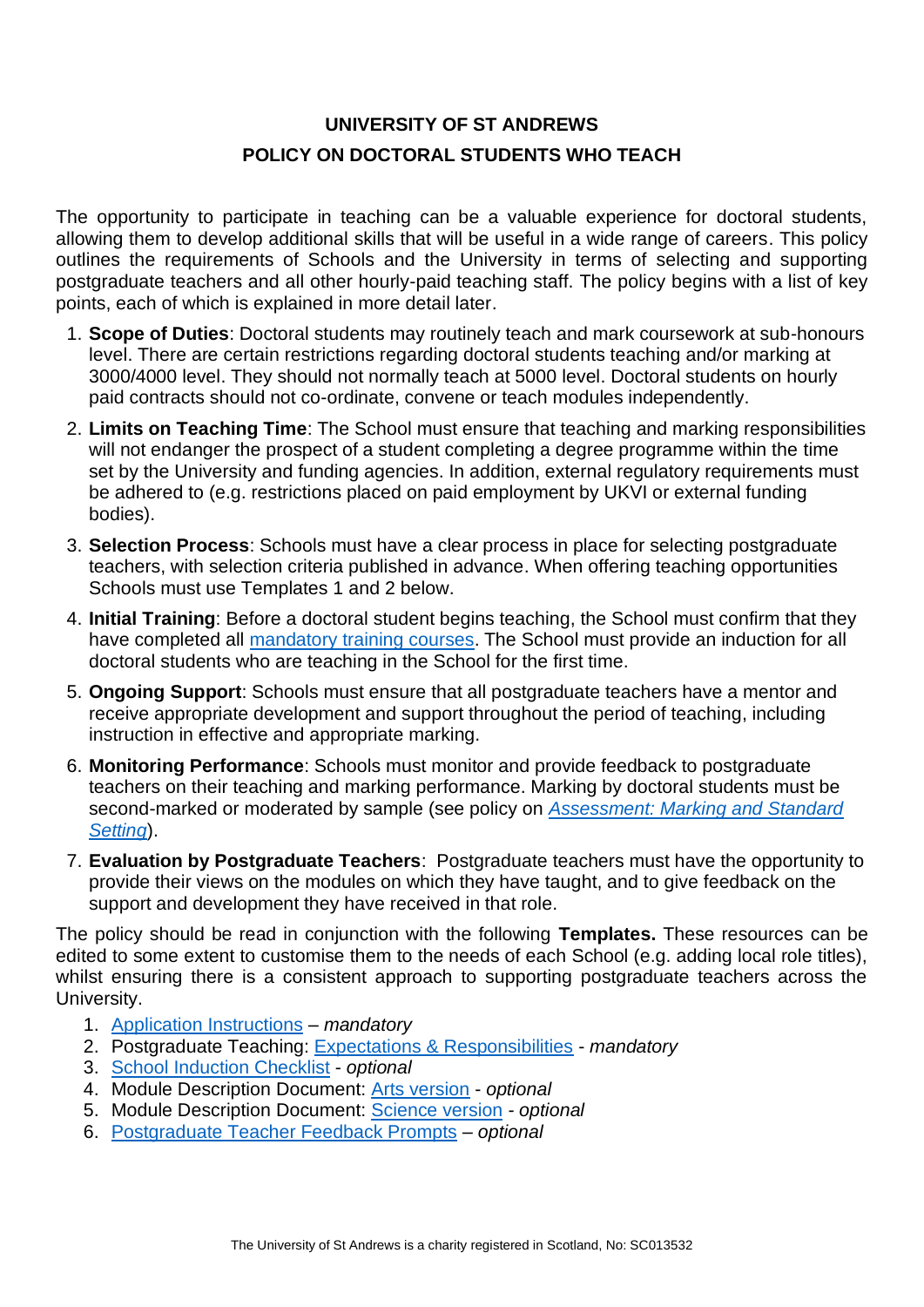# UNIVERSITY OF ST ANDREWS

## POLICY ON DOCTORAL STUDENTS WHO TEACH

The opportunity to participate in teaching can be a valuable experience for doctoral students, allowing them to develop additional skills that will be useful in a wide range of careers. This policy outlines the requirements of Schools and the University in terms of selecting and supporting postgraduate teachers and all other hourly-paid teaching staff. The policy begins with a list of key points, each of which is explained in more detail later.

1. **Scope of Duties**: Doctoral students may routinely teach and mark coursework at sub-honours level. There are certain restrictions regarding doctoral students teaching and/or marking at 3000/4000 level. They should not normally teach at 5000 level. Doctoral students on hourly paid contracts should not co-ordinate, convene or teach modules independently.
2. **Limits on Teaching Time**: The School must ensure that teaching and marking responsibilities will not endanger the prospect of a student completing a degree programme within the time set by the University and funding agencies. In addition, external regulatory requirements must be adhered to (e.g. restrictions placed on paid employment by UKVI or external funding bodies).
3. **Selection Process**: Schools must have a clear process in place for selecting postgraduate teachers, with selection criteria published in advance. When offering teaching opportunities Schools must use Templates 1 and 2 below.
4. **Initial Training**: Before a doctoral student begins teaching, the School must confirm that they have completed all mandatory training courses. The School must provide an induction for all doctoral students who are teaching in the School for the first time.
5. **Ongoing Support**: Schools must ensure that all postgraduate teachers have a mentor and receive appropriate development and support throughout the period of teaching, including instruction in effective and appropriate marking.
6. **Monitoring Performance**: Schools must monitor and provide feedback to postgraduate teachers on their teaching and marking performance. Marking by doctoral students must be second-marked or moderated by sample (see policy on *Assessment: Marking and Standard Setting*).
7. **Evaluation by Postgraduate Teachers**: Postgraduate teachers must have the opportunity to provide their views on the modules on which they have taught, and to give feedback on the support and development they have received in that role.

The policy should be read in conjunction with the following **Templates.** These resources can be edited to some extent to customise them to the needs of each School (e.g. adding local role titles), whilst ensuring there is a consistent approach to supporting postgraduate teachers across the University.

1. Application Instructions – *mandatory*
2. Postgraduate Teaching: Expectations & Responsibilities - *mandatory*
3. School Induction Checklist - *optional*
4. Module Description Document: Arts version - *optional*
5. Module Description Document: Science version - *optional*
6. Postgraduate Teacher Feedback Prompts – *optional*

The University of St Andrews is a charity registered in Scotland, No: SC013532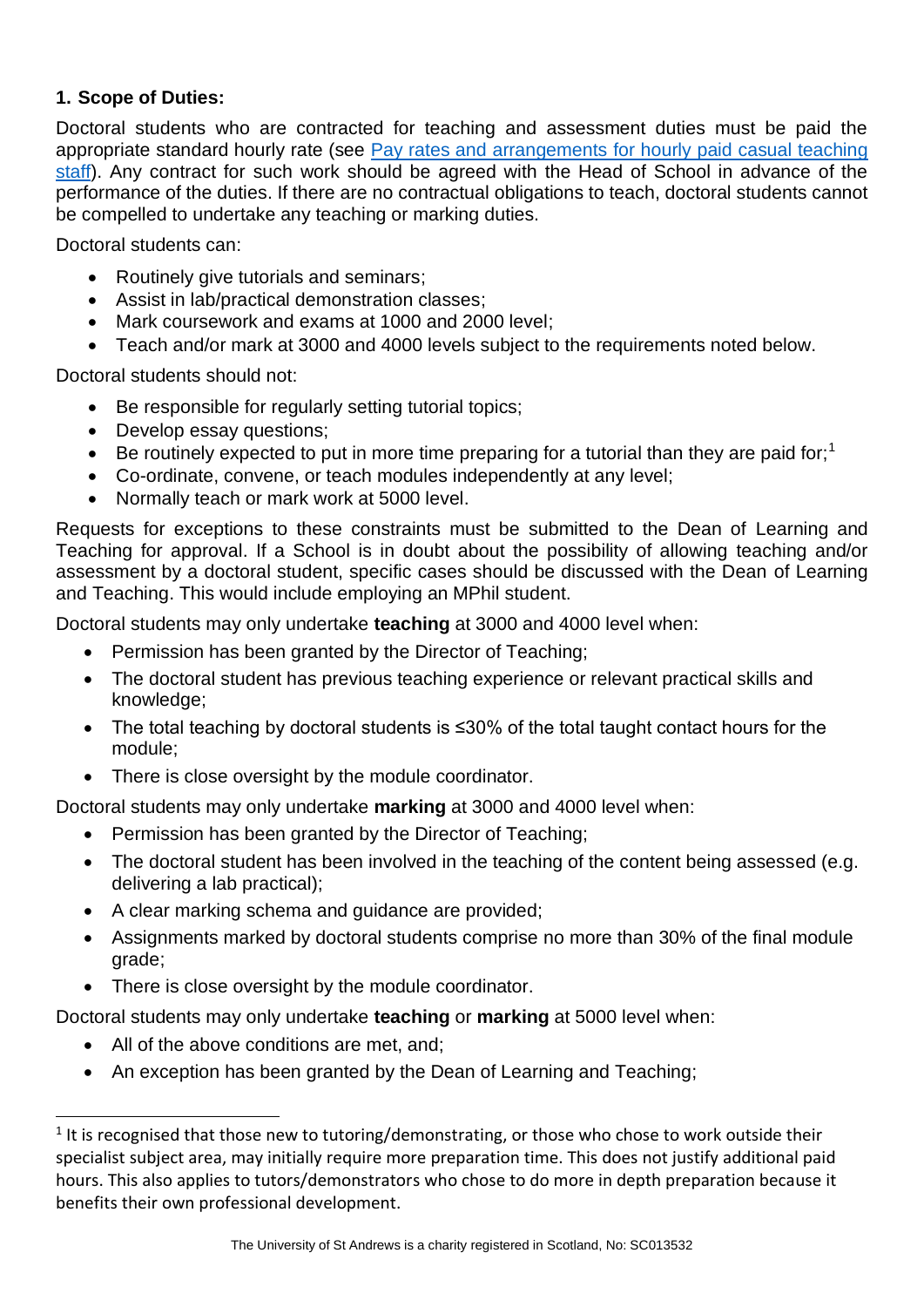## 1. Scope of Duties:

Doctoral students who are contracted for teaching and assessment duties must be paid the appropriate standard hourly rate (see [Pay rates and arrangements for hourly paid casual teaching staff]). Any contract for such work should be agreed with the Head of School in advance of the performance of the duties. If there are no contractual obligations to teach, doctoral students cannot be compelled to undertake any teaching or marking duties.

Doctoral students can:

- Routinely give tutorials and seminars;
- Assist in lab/practical demonstration classes;
- Mark coursework and exams at 1000 and 2000 level;
- Teach and/or mark at 3000 and 4000 levels subject to the requirements noted below.

Doctoral students should not:

- Be responsible for regularly setting tutorial topics;
- Develop essay questions;
- Be routinely expected to put in more time preparing for a tutorial than they are paid for;[1]
- Co-ordinate, convene, or teach modules independently at any level;
- Normally teach or mark work at 5000 level.

Requests for exceptions to these constraints must be submitted to the Dean of Learning and Teaching for approval. If a School is in doubt about the possibility of allowing teaching and/or assessment by a doctoral student, specific cases should be discussed with the Dean of Learning and Teaching. This would include employing an MPhil student.

Doctoral students may only undertake **teaching** at 3000 and 4000 level when:

- Permission has been granted by the Director of Teaching;
- The doctoral student has previous teaching experience or relevant practical skills and knowledge;
- The total teaching by doctoral students is ≤30% of the total taught contact hours for the module;
- There is close oversight by the module coordinator.

Doctoral students may only undertake **marking** at 3000 and 4000 level when:

- Permission has been granted by the Director of Teaching;
- The doctoral student has been involved in the teaching of the content being assessed (e.g. delivering a lab practical);
- A clear marking schema and guidance are provided;
- Assignments marked by doctoral students comprise no more than 30% of the final module grade;
- There is close oversight by the module coordinator.

Doctoral students may only undertake **teaching** or **marking** at 5000 level when:

- All of the above conditions are met, and;
- An exception has been granted by the Dean of Learning and Teaching;

---

[1] It is recognised that those new to tutoring/demonstrating, or those who chose to work outside their specialist subject area, may initially require more preparation time. This does not justify additional paid hours. This also applies to tutors/demonstrators who chose to do more in depth preparation because it benefits their own professional development.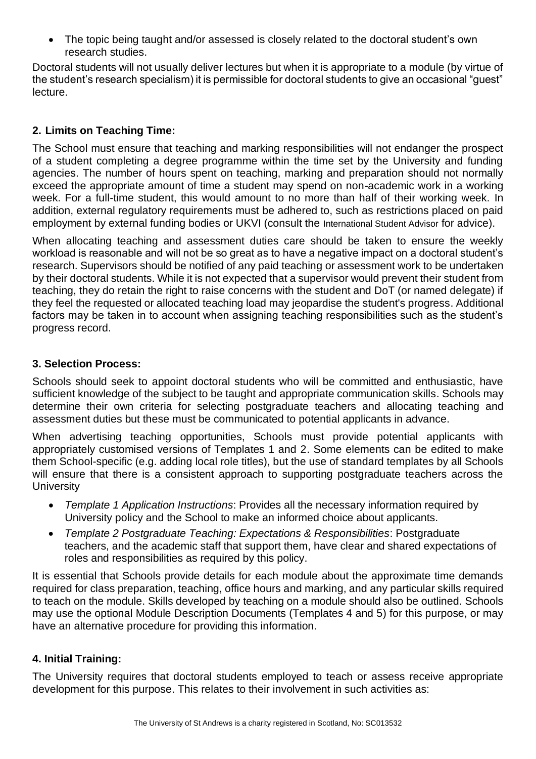- The topic being taught and/or assessed is closely related to the doctoral student's own research studies.

Doctoral students will not usually deliver lectures but when it is appropriate to a module (by virtue of the student's research specialism) it is permissible for doctoral students to give an occasional "guest" lecture.

## 2. Limits on Teaching Time:

The School must ensure that teaching and marking responsibilities will not endanger the prospect of a student completing a degree programme within the time set by the University and funding agencies. The number of hours spent on teaching, marking and preparation should not normally exceed the appropriate amount of time a student may spend on non-academic work in a working week. For a full-time student, this would amount to no more than half of their working week. In addition, external regulatory requirements must be adhered to, such as restrictions placed on paid employment by external funding bodies or UKVI (consult the International Student Advisor for advice).

When allocating teaching and assessment duties care should be taken to ensure the weekly workload is reasonable and will not be so great as to have a negative impact on a doctoral student's research. Supervisors should be notified of any paid teaching or assessment work to be undertaken by their doctoral students. While it is not expected that a supervisor would prevent their student from teaching, they do retain the right to raise concerns with the student and DoT (or named delegate) if they feel the requested or allocated teaching load may jeopardise the student's progress. Additional factors may be taken in to account when assigning teaching responsibilities such as the student's progress record.

## 3. Selection Process:

Schools should seek to appoint doctoral students who will be committed and enthusiastic, have sufficient knowledge of the subject to be taught and appropriate communication skills. Schools may determine their own criteria for selecting postgraduate teachers and allocating teaching and assessment duties but these must be communicated to potential applicants in advance.

When advertising teaching opportunities, Schools must provide potential applicants with appropriately customised versions of Templates 1 and 2. Some elements can be edited to make them School-specific (e.g. adding local role titles), but the use of standard templates by all Schools will ensure that there is a consistent approach to supporting postgraduate teachers across the University

- *Template 1 Application Instructions*: Provides all the necessary information required by University policy and the School to make an informed choice about applicants.
- *Template 2 Postgraduate Teaching: Expectations & Responsibilities*: Postgraduate teachers, and the academic staff that support them, have clear and shared expectations of roles and responsibilities as required by this policy.

It is essential that Schools provide details for each module about the approximate time demands required for class preparation, teaching, office hours and marking, and any particular skills required to teach on the module. Skills developed by teaching on a module should also be outlined. Schools may use the optional Module Description Documents (Templates 4 and 5) for this purpose, or may have an alternative procedure for providing this information.

## 4. Initial Training:

The University requires that doctoral students employed to teach or assess receive appropriate development for this purpose. This relates to their involvement in such activities as: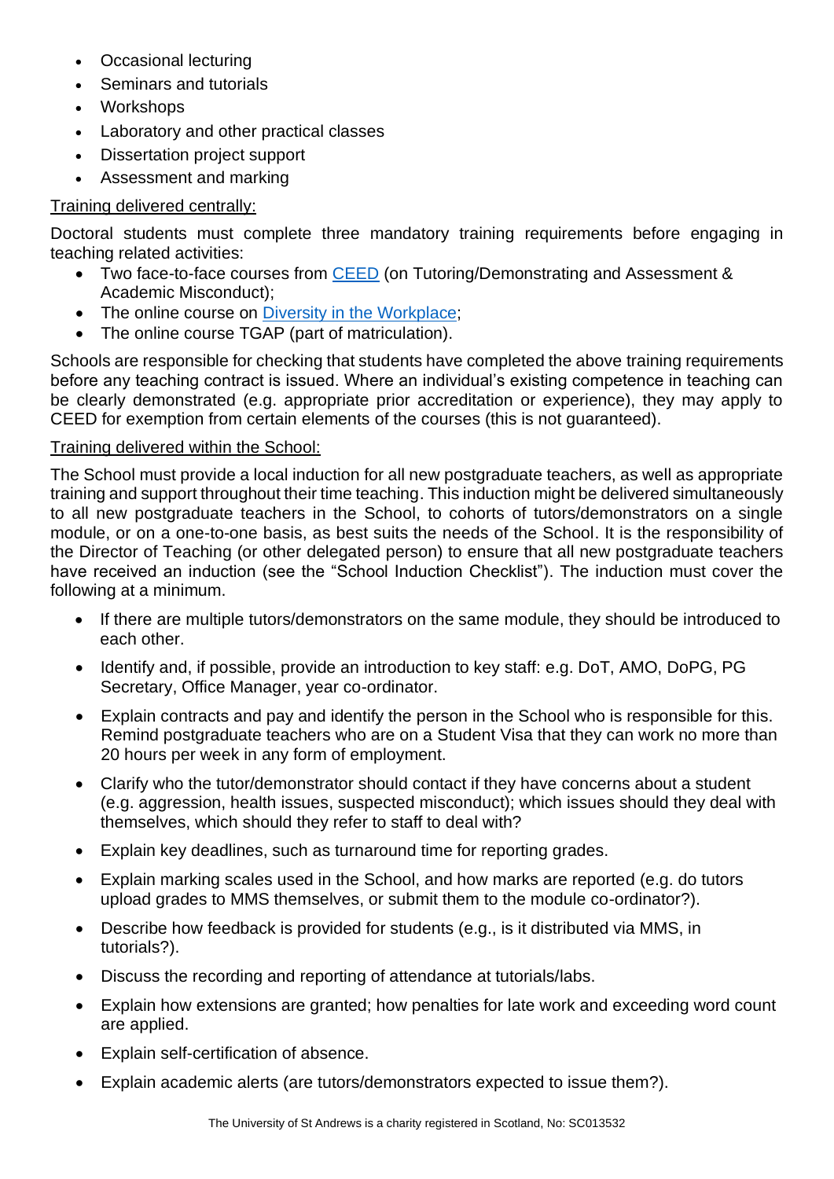- Occasional lecturing
- Seminars and tutorials
- Workshops
- Laboratory and other practical classes
- Dissertation project support
- Assessment and marking

Training delivered centrally:

Doctoral students must complete three mandatory training requirements before engaging in teaching related activities:

- Two face-to-face courses from CEED (on Tutoring/Demonstrating and Assessment & Academic Misconduct);
- The online course on Diversity in the Workplace;
- The online course TGAP (part of matriculation).

Schools are responsible for checking that students have completed the above training requirements before any teaching contract is issued. Where an individual's existing competence in teaching can be clearly demonstrated (e.g. appropriate prior accreditation or experience), they may apply to CEED for exemption from certain elements of the courses (this is not guaranteed).

Training delivered within the School:

The School must provide a local induction for all new postgraduate teachers, as well as appropriate training and support throughout their time teaching. This induction might be delivered simultaneously to all new postgraduate teachers in the School, to cohorts of tutors/demonstrators on a single module, or on a one-to-one basis, as best suits the needs of the School. It is the responsibility of the Director of Teaching (or other delegated person) to ensure that all new postgraduate teachers have received an induction (see the "School Induction Checklist"). The induction must cover the following at a minimum.

- If there are multiple tutors/demonstrators on the same module, they should be introduced to each other.
- Identify and, if possible, provide an introduction to key staff: e.g. DoT, AMO, DoPG, PG Secretary, Office Manager, year co-ordinator.
- Explain contracts and pay and identify the person in the School who is responsible for this. Remind postgraduate teachers who are on a Student Visa that they can work no more than 20 hours per week in any form of employment.
- Clarify who the tutor/demonstrator should contact if they have concerns about a student (e.g. aggression, health issues, suspected misconduct); which issues should they deal with themselves, which should they refer to staff to deal with?
- Explain key deadlines, such as turnaround time for reporting grades.
- Explain marking scales used in the School, and how marks are reported (e.g. do tutors upload grades to MMS themselves, or submit them to the module co-ordinator?).
- Describe how feedback is provided for students (e.g., is it distributed via MMS, in tutorials?).
- Discuss the recording and reporting of attendance at tutorials/labs.
- Explain how extensions are granted; how penalties for late work and exceeding word count are applied.
- Explain self-certification of absence.
- Explain academic alerts (are tutors/demonstrators expected to issue them?).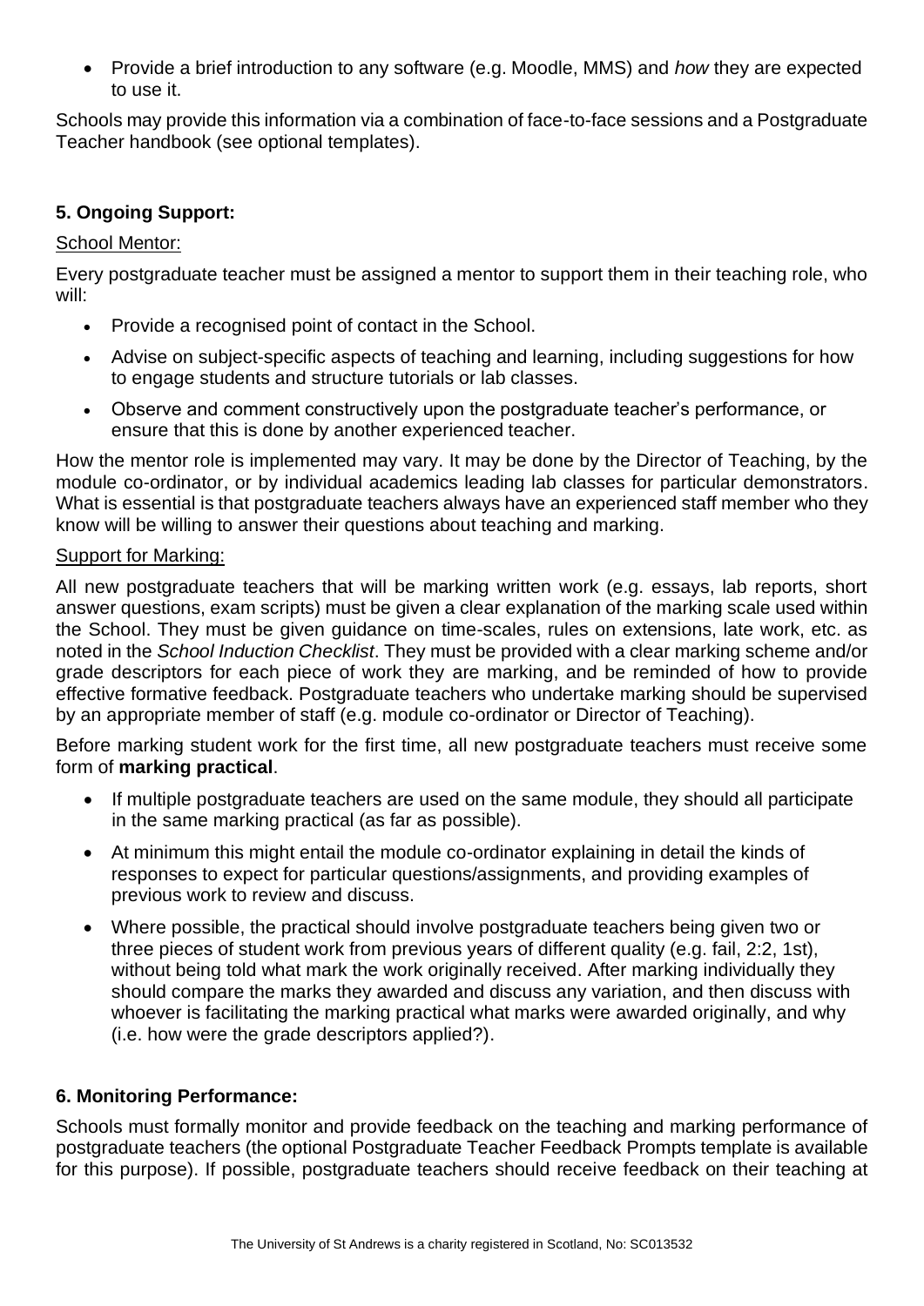- Provide a brief introduction to any software (e.g. Moodle, MMS) and *how* they are expected to use it.

Schools may provide this information via a combination of face-to-face sessions and a Postgraduate Teacher handbook (see optional templates).

### 5. Ongoing Support:

School Mentor:

Every postgraduate teacher must be assigned a mentor to support them in their teaching role, who will:

- Provide a recognised point of contact in the School.
- Advise on subject-specific aspects of teaching and learning, including suggestions for how to engage students and structure tutorials or lab classes.
- Observe and comment constructively upon the postgraduate teacher's performance, or ensure that this is done by another experienced teacher.

How the mentor role is implemented may vary. It may be done by the Director of Teaching, by the module co-ordinator, or by individual academics leading lab classes for particular demonstrators. What is essential is that postgraduate teachers always have an experienced staff member who they know will be willing to answer their questions about teaching and marking.

Support for Marking:

All new postgraduate teachers that will be marking written work (e.g. essays, lab reports, short answer questions, exam scripts) must be given a clear explanation of the marking scale used within the School. They must be given guidance on time-scales, rules on extensions, late work, etc. as noted in the *School Induction Checklist*. They must be provided with a clear marking scheme and/or grade descriptors for each piece of work they are marking, and be reminded of how to provide effective formative feedback. Postgraduate teachers who undertake marking should be supervised by an appropriate member of staff (e.g. module co-ordinator or Director of Teaching).

Before marking student work for the first time, all new postgraduate teachers must receive some form of **marking practical**.

- If multiple postgraduate teachers are used on the same module, they should all participate in the same marking practical (as far as possible).
- At minimum this might entail the module co-ordinator explaining in detail the kinds of responses to expect for particular questions/assignments, and providing examples of previous work to review and discuss.
- Where possible, the practical should involve postgraduate teachers being given two or three pieces of student work from previous years of different quality (e.g. fail, 2:2, 1st), without being told what mark the work originally received. After marking individually they should compare the marks they awarded and discuss any variation, and then discuss with whoever is facilitating the marking practical what marks were awarded originally, and why (i.e. how were the grade descriptors applied?).

### 6. Monitoring Performance:

Schools must formally monitor and provide feedback on the teaching and marking performance of postgraduate teachers (the optional Postgraduate Teacher Feedback Prompts template is available for this purpose). If possible, postgraduate teachers should receive feedback on their teaching at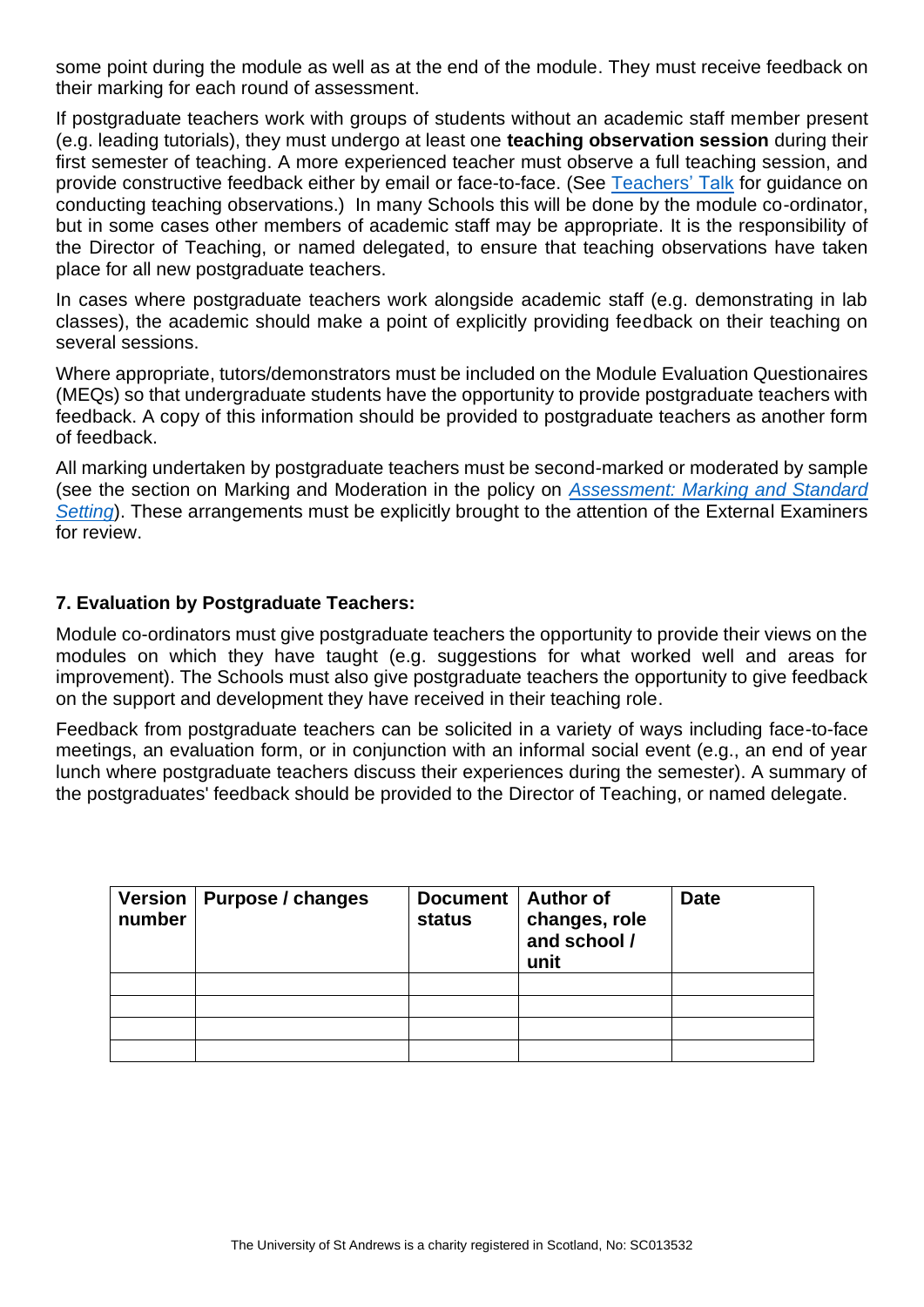some point during the module as well as at the end of the module. They must receive feedback on their marking for each round of assessment.

If postgraduate teachers work with groups of students without an academic staff member present (e.g. leading tutorials), they must undergo at least one **teaching observation session** during their first semester of teaching. A more experienced teacher must observe a full teaching session, and provide constructive feedback either by email or face-to-face. (See Teachers' Talk for guidance on conducting teaching observations.) In many Schools this will be done by the module co-ordinator, but in some cases other members of academic staff may be appropriate. It is the responsibility of the Director of Teaching, or named delegated, to ensure that teaching observations have taken place for all new postgraduate teachers.

In cases where postgraduate teachers work alongside academic staff (e.g. demonstrating in lab classes), the academic should make a point of explicitly providing feedback on their teaching on several sessions.

Where appropriate, tutors/demonstrators must be included on the Module Evaluation Questionaires (MEQs) so that undergraduate students have the opportunity to provide postgraduate teachers with feedback. A copy of this information should be provided to postgraduate teachers as another form of feedback.

All marking undertaken by postgraduate teachers must be second-marked or moderated by sample (see the section on Marking and Moderation in the policy on *Assessment: Marking and Standard Setting*). These arrangements must be explicitly brought to the attention of the External Examiners for review.

### 7. Evaluation by Postgraduate Teachers:

Module co-ordinators must give postgraduate teachers the opportunity to provide their views on the modules on which they have taught (e.g. suggestions for what worked well and areas for improvement). The Schools must also give postgraduate teachers the opportunity to give feedback on the support and development they have received in their teaching role.

Feedback from postgraduate teachers can be solicited in a variety of ways including face-to-face meetings, an evaluation form, or in conjunction with an informal social event (e.g., an end of year lunch where postgraduate teachers discuss their experiences during the semester). A summary of the postgraduates' feedback should be provided to the Director of Teaching, or named delegate.

| Version number | Purpose / changes | Document status | Author of changes, role and school / unit | Date |
|---|---|---|---|---|
| | | | | |
| | | | | |
| | | | | |
| | | | | |

The University of St Andrews is a charity registered in Scotland, No: SC013532